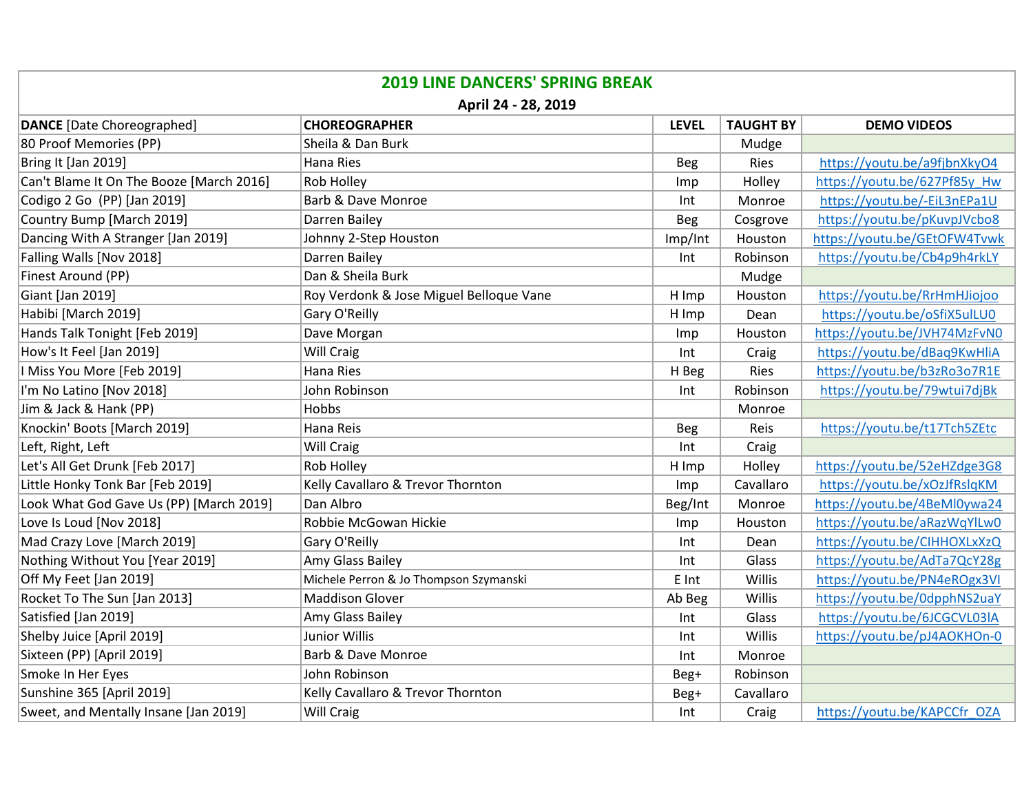## 2019 LINE DANCERS' SPRING BREAK

**April 24 - 28, 2019**

| **DANCE** [Date Choreographed] | **CHOREOGRAPHER** | **LEVEL** | **TAUGHT BY** | **DEMO VIDEOS** |
|---|---|---|---|---|
| 80 Proof Memories (PP) | Sheila & Dan Burk | | Mudge | |
| Bring It [Jan 2019] | Hana Ries | Beg | Ries | https://youtu.be/a9fjbnXkyO4 |
| Can't Blame It On The Booze [March 2016] | Rob Holley | Imp | Holley | https://youtu.be/627Pf85y_Hw |
| Codigo 2 Go (PP) [Jan 2019] | Barb & Dave Monroe | Int | Monroe | https://youtu.be/-EiL3nEPa1U |
| Country Bump [March 2019] | Darren Bailey | Beg | Cosgrove | https://youtu.be/pKuvpJVcbo8 |
| Dancing With A Stranger [Jan 2019] | Johnny 2-Step Houston | Imp/Int | Houston | https://youtu.be/GEtOFW4Tvwk |
| Falling Walls [Nov 2018] | Darren Bailey | Int | Robinson | https://youtu.be/Cb4p9h4rkLY |
| Finest Around (PP) | Dan & Sheila Burk | | Mudge | |
| Giant [Jan 2019] | Roy Verdonk & Jose Miguel Belloque Vane | H Imp | Houston | https://youtu.be/RrHmHJiojoo |
| Habibi [March 2019] | Gary O'Reilly | H Imp | Dean | https://youtu.be/oSfiX5ulLU0 |
| Hands Talk Tonight [Feb 2019] | Dave Morgan | Imp | Houston | https://youtu.be/JVH74MzFvN0 |
| How's It Feel [Jan 2019] | Will Craig | Int | Craig | https://youtu.be/dBaq9KwHliA |
| I Miss You More [Feb 2019] | Hana Ries | H Beg | Ries | https://youtu.be/b3zRo3o7R1E |
| I'm No Latino [Nov 2018] | John Robinson | Int | Robinson | https://youtu.be/79wtui7djBk |
| Jim & Jack & Hank (PP) | Hobbs | | Monroe | |
| Knockin' Boots [March 2019] | Hana Reis | Beg | Reis | https://youtu.be/t17Tch5ZEtc |
| Left, Right, Left | Will Craig | Int | Craig | |
| Let's All Get Drunk [Feb 2017] | Rob Holley | H Imp | Holley | https://youtu.be/52eHZdge3G8 |
| Little Honky Tonk Bar [Feb 2019] | Kelly Cavallaro & Trevor Thornton | Imp | Cavallaro | https://youtu.be/xOzJfRslqKM |
| Look What God Gave Us (PP) [March 2019] | Dan Albro | Beg/Int | Monroe | https://youtu.be/4BeMl0ywa24 |
| Love Is Loud [Nov 2018] | Robbie McGowan Hickie | Imp | Houston | https://youtu.be/aRazWqYlLw0 |
| Mad Crazy Love [March 2019] | Gary O'Reilly | Int | Dean | https://youtu.be/CIHHOXLxXzQ |
| Nothing Without You [Year 2019] | Amy Glass Bailey | Int | Glass | https://youtu.be/AdTa7QcY28g |
| Off My Feet [Jan 2019] | Michele Perron & Jo Thompson Szymanski | E Int | Willis | https://youtu.be/PN4eROgx3VI |
| Rocket To The Sun [Jan 2013] | Maddison Glover | Ab Beg | Willis | https://youtu.be/0dpphNS2uaY |
| Satisfied [Jan 2019] | Amy Glass Bailey | Int | Glass | https://youtu.be/6JCGCVL03lA |
| Shelby Juice [April 2019] | Junior Willis | Int | Willis | https://youtu.be/pJ4AOKHOn-0 |
| Sixteen (PP) [April 2019] | Barb & Dave Monroe | Int | Monroe | |
| Smoke In Her Eyes | John Robinson | Beg+ | Robinson | |
| Sunshine 365 [April 2019] | Kelly Cavallaro & Trevor Thornton | Beg+ | Cavallaro | |
| Sweet, and Mentally Insane [Jan 2019] | Will Craig | Int | Craig | https://youtu.be/KAPCCfr_OZA |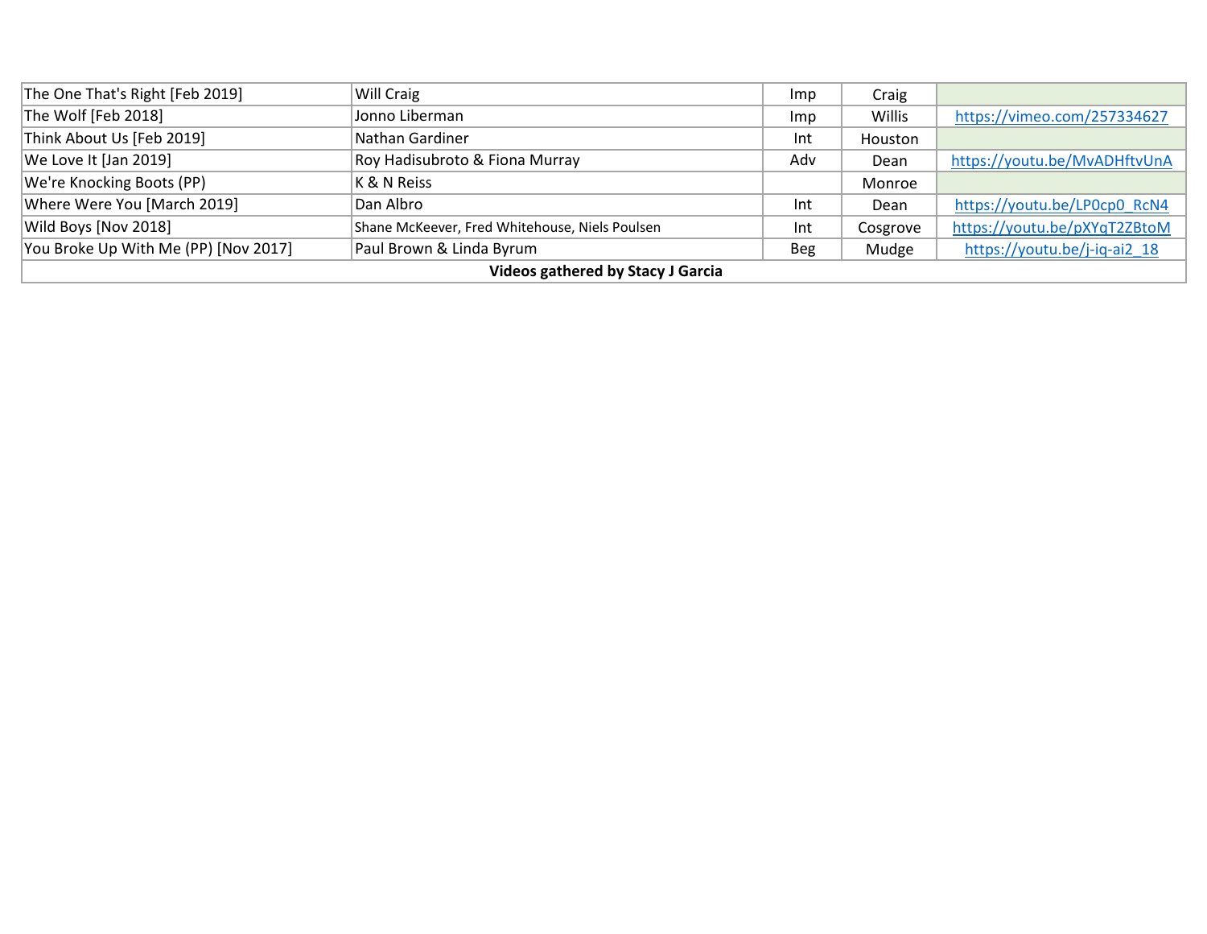| | | | | |
|---|---|---|---|---|
| The One That's Right [Feb 2019] | Will Craig | Imp | Craig | |
| The Wolf [Feb 2018] | Jonno Liberman | Imp | Willis | https://vimeo.com/257334627 |
| Think About Us [Feb 2019] | Nathan Gardiner | Int | Houston | |
| We Love It [Jan 2019] | Roy Hadisubroto & Fiona Murray | Adv | Dean | https://youtu.be/MvADHftvUnA |
| We're Knocking Boots (PP) | K & N Reiss | | Monroe | |
| Where Were You [March 2019] | Dan Albro | Int | Dean | https://youtu.be/LP0cp0_RcN4 |
| Wild Boys [Nov 2018] | Shane McKeever, Fred Whitehouse, Niels Poulsen | Int | Cosgrove | https://youtu.be/pXYqT2ZBtoM |
| You Broke Up With Me (PP) [Nov 2017] | Paul Brown & Linda Byrum | Beg | Mudge | https://youtu.be/j-iq-ai2_18 |
| **Videos gathered by Stacy J Garcia** | | | | |